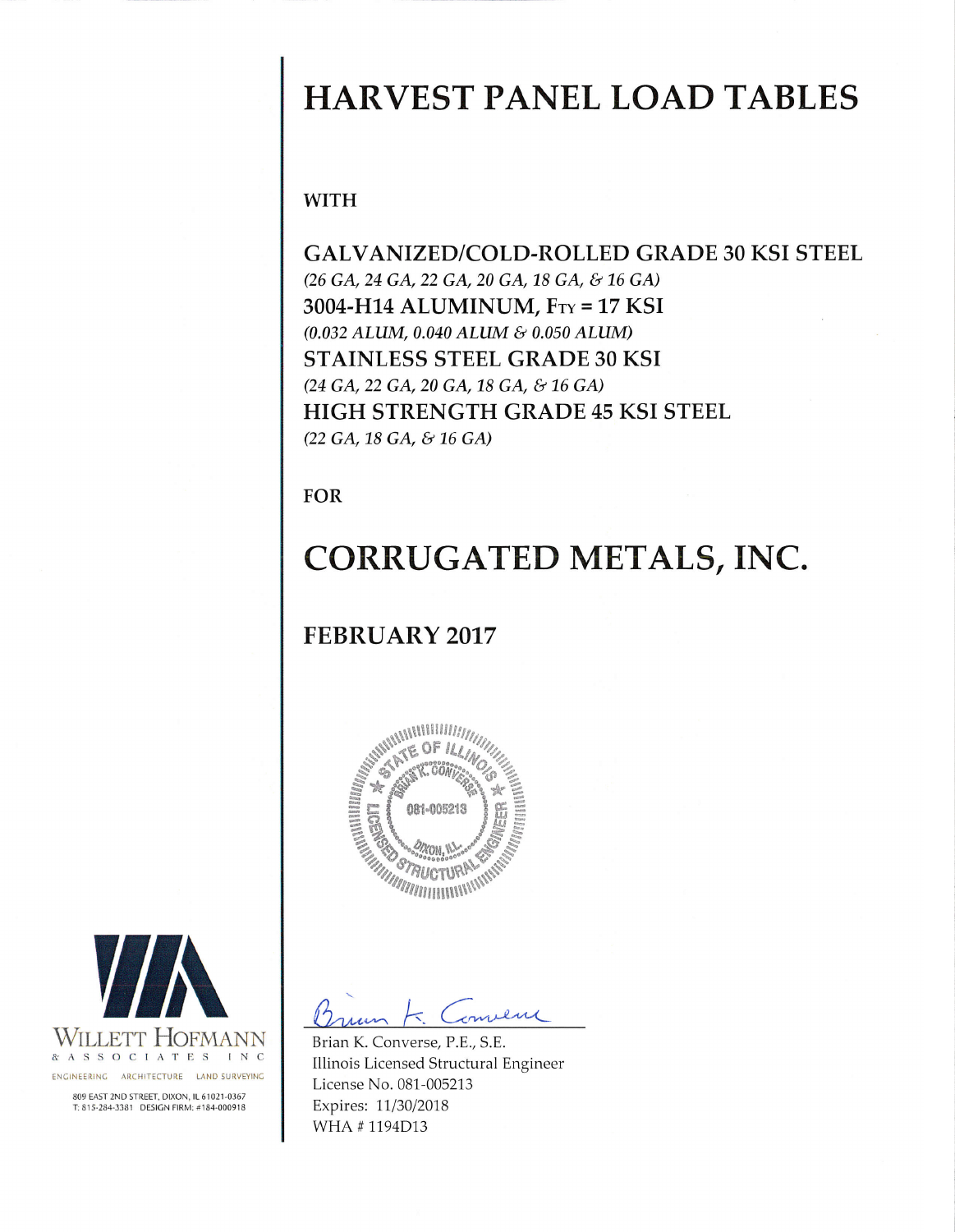# HARVEST PANEL LOAD TABLES

**WITH**

**GALVANIZED/COLD-ROLLED GRADE 30 KSI STEEL**
*(26 GA, 24 GA, 22 GA, 20 GA, 18 GA, & 16 GA)*
**3004-H14 ALUMINUM, $F_{TY}$ = 17 KSI**
*(0.032 ALUM, 0.040 ALUM & 0.050 ALUM)*
**STAINLESS STEEL GRADE 30 KSI**
*(24 GA, 22 GA, 20 GA, 18 GA, & 16 GA)*
**HIGH STRENGTH GRADE 45 KSI STEEL**
*(22 GA, 18 GA, & 16 GA)*

**FOR**

# CORRUGATED METALS, INC.

## FEBRUARY 2017

STATE OF ILLINOIS
BRIAN K. CONVERSE
081-005213
DIXON, ILL.
LICENSED STRUCTURAL ENGINEER

Brian K. Converse, P.E., S.E.
Illinois Licensed Structural Engineer
License No. 081-005213
Expires: 11/30/2018
WHA # 1194D13

WILLETT HOFMANN & ASSOCIATES INC
ENGINEERING ARCHITECTURE LAND SURVEYING
809 EAST 2ND STREET, DIXON, IL 61021-0367
T: 815-284-3381 DESIGN FIRM: #184-000918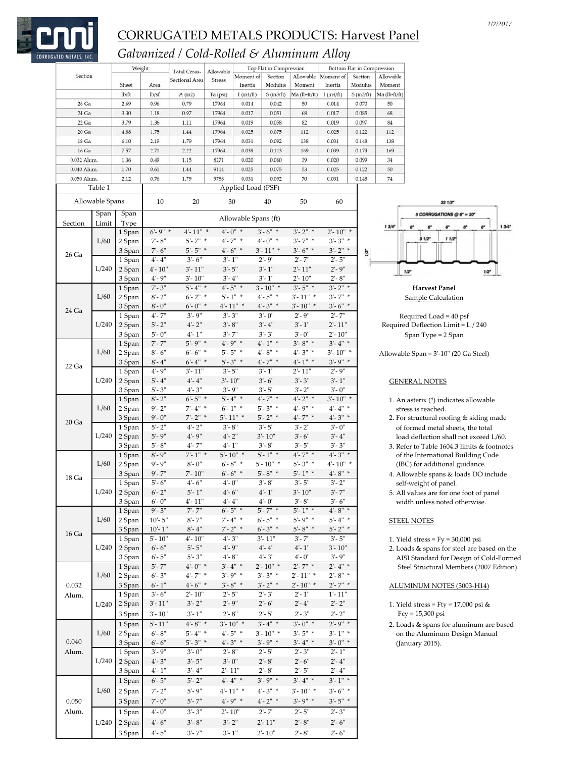# CORRUGATED METALS PRODUCTS: Harvest Panel

## *Galvanized / Cold-Rolled & Aluminum Alloy*

| Section | Weight | | Total Cross-Sectional Area | Allowable Stress | Top Flat in Compression | | | Bottom Flat in Compression | | |
|---|---|---|---|---|---|---|---|---|---|---|
| | Sheet | Area | | | Moment of Inertia | Section Modulus | Allowable Moment | Moment of Inertia | Section Modulus | Allowable Moment |
| | lb/ft | lb/sf | A (in2) | Fa (psi) | I (in4/ft) | S (in3/ft) | Ma (lb-ft/ft) | I (in4/ft) | S (in3/ft) | Ma (lb-ft/ft) |
| 26 Ga | 2.69 | 0.96 | 0.79 | 17964 | 0.014 | 0.042 | 50 | 0.014 | 0.070 | 50 |
| 24 Ga | 3.30 | 1.18 | 0.97 | 17964 | 0.017 | 0.051 | 68 | 0.017 | 0.085 | 68 |
| 22 Ga | 3.79 | 1.36 | 1.11 | 17964 | 0.019 | 0.058 | 82 | 0.019 | 0.097 | 84 |
| 20 Ga | 4.88 | 1.75 | 1.44 | 17964 | 0.025 | 0.075 | 112 | 0.025 | 0.122 | 112 |
| 18 Ga | 6.10 | 2.19 | 1.79 | 17964 | 0.031 | 0.092 | 138 | 0.031 | 0.148 | 138 |
| 16 Ga | 7.57 | 2.71 | 2.22 | 17964 | 0.039 | 0.113 | 169 | 0.039 | 0.179 | 169 |
| 0.032 Alum. | 1.36 | 0.49 | 1.15 | 8271 | 0.020 | 0.060 | 39 | 0.020 | 0.099 | 34 |
| 0.040 Alum. | 1.70 | 0.61 | 1.44 | 9114 | 0.025 | 0.075 | 53 | 0.025 | 0.122 | 50 |
| 0.050 Alum. | 2.12 | 0.76 | 1.79 | 9788 | 0.031 | 0.092 | 70 | 0.031 | 0.148 | 74 |

**Table 1** — Applied Load (PSF)

| Allowable Spans | | | 10 | 20 | 30 | 40 | 50 | 60 |
|---|---|---|---|---|---|---|---|---|
| Section | Span Limit | Span Type | Allowable Spans (ft) | | | | | |
| 26 Ga | L/60 | 1 Span | 6'- 9" * | 4'- 11" * | 4'- 0" * | 3'- 6" * | 3'- 2" * | 2'- 10" * |
| | | 2 Span | 7'- 8" | 5'- 7" * | 4'- 7" * | 4'- 0" * | 3'- 7" * | 3'- 3" * |
| | | 3 Span | 7'- 6" | 5'- 5" * | 4'- 6" * | 3'- 11" * | 3'- 6" * | 3'- 2" * |
| | L/240 | 1 Span | 4'- 4" | 3'- 6" | 3'- 1" | 2'- 9" | 2'- 7" | 2'- 5" |
| | | 2 Span | 4'- 10" | 3'- 11" | 3'- 5" | 3'- 1" | 2'- 11" | 2'- 9" |
| | | 3 Span | 4'- 9" | 3'- 10" | 3'- 4" | 3'- 1" | 2'- 10" | 2'- 8" |
| 24 Ga | L/60 | 1 Span | 7'- 3" | 5'- 4" * | 4'- 5" * | 3'- 10" * | 3'- 5" * | 3'- 2" * |
| | | 2 Span | 8'- 2" | 6'- 2" * | 5'- 1" * | 4'- 5" * | 3'- 11" * | 3'- 7" * |
| | | 3 Span | 8'- 0" | 6'- 0" * | 4'- 11" * | 4'- 3" * | 3'- 10" * | 3'- 6" * |
| | L/240 | 1 Span | 4'- 7" | 3'- 9" | 3'- 3" | 3'- 0" | 2'- 9" | 2'- 7" |
| | | 2 Span | 5'- 2" | 4'- 2" | 3'- 8" | 3'- 4" | 3'- 1" | 2'- 11" |
| | | 3 Span | 5'- 0" | 4'- 1" | 3'- 7" | 3'- 3" | 3'- 0" | 2'- 10" |
| 22 Ga | L/60 | 1 Span | 7'- 7" | 5'- 9" * | 4'- 9" * | 4'- 1" * | 3'- 8" * | 3'- 4" * |
| | | 2 Span | 8'- 6" | 6'- 6" * | 5'- 5" * | 4'- 8" * | 4'- 3" * | 3'- 10" * |
| | | 3 Span | 8'- 4" | 6'- 4" * | 5'- 3" * | 4'- 7" * | 4'- 1" * | 3'- 9" * |
| | L/240 | 1 Span | 4'- 9" | 3'- 11" | 3'- 5" | 3'- 1" | 2'- 11" | 2'- 9" |
| | | 2 Span | 5'- 4" | 4'- 4" | 3'- 10" | 3'- 6" | 3'- 3" | 3'- 1" |
| | | 3 Span | 5'- 3" | 4'- 3" | 3'- 9" | 3'- 5" | 3'- 2" | 3'- 0" |
| 20 Ga | L/60 | 1 Span | 8'- 2" | 6'- 5" * | 5'- 4" * | 4'- 7" * | 4'- 2" * | 3'- 10" * |
| | | 2 Span | 9'- 2" | 7'- 4" * | 6'- 1" * | 5'- 3" * | 4'- 9" * | 4'- 4" * |
| | | 3 Span | 9'- 0" | 7'- 2" * | 5'- 11" * | 5'- 2" * | 4'- 7" * | 4'- 3" * |
| | L/240 | 1 Span | 5'- 2" | 4'- 2" | 3'- 8" | 3'- 5" | 3'- 2" | 3'- 0" |
| | | 2 Span | 5'- 9" | 4'- 9" | 4'- 2" | 3'- 10" | 3'- 6" | 3'- 4" |
| | | 3 Span | 5'- 8" | 4'- 7" | 4'- 1" | 3'- 8" | 3'- 5" | 3'- 3" |
| 18 Ga | L/60 | 1 Span | 8'- 9" | 7'- 1" * | 5'- 10" * | 5'- 1" * | 4'- 7" * | 4'- 3" * |
| | | 2 Span | 9'- 9" | 8'- 0" | 6'- 8" * | 5'- 10" * | 5'- 3" * | 4'- 10" * |
| | | 3 Span | 9'- 7" | 7'- 10" | 6'- 6" * | 5'- 8" * | 5'- 1" * | 4'- 8" * |
| | L/240 | 1 Span | 5'- 6" | 4'- 6" | 4'- 0" | 3'- 8" | 3'- 5" | 3'- 2" |
| | | 2 Span | 6'- 2" | 5'- 1" | 4'- 6" | 4'- 1" | 3'- 10" | 3'- 7" |
| | | 3 Span | 6'- 0" | 4'- 11" | 4'- 4" | 4'- 0" | 3'- 8" | 3'- 6" |
| 16 Ga | L/60 | 1 Span | 9'- 3" | 7'- 7" | 6'- 5" * | 5'- 7" * | 5'- 1" * | 4'- 8" * |
| | | 2 Span | 10'- 5" | 8'- 7" | 7'- 4" * | 6'- 5" * | 5'- 9" * | 5'- 4" * |
| | | 3 Span | 10'- 1" | 8'- 4" | 7'- 2" * | 6'- 3" * | 5'- 8" * | 5'- 2" * |
| | L/240 | 1 Span | 5'- 10" | 4'- 10" | 4'- 3" | 3'- 11" | 3'- 7" | 3'- 5" |
| | | 2 Span | 6'- 6" | 5'- 5" | 4'- 9" | 4'- 4" | 4'- 1" | 3'- 10" |
| | | 3 Span | 6'- 5" | 5'- 3" | 4'- 8" | 4'- 3" | 4'- 0" | 3'- 9" |
| 0.032 Alum. | L/60 | 1 Span | 5'- 7" | 4'- 0" * | 3'- 4" * | 2'- 10" * | 2'- 7" * | 2'- 4" * |
| | | 2 Span | 6'- 3" | 4'- 7" * | 3'- 9" * | 3'- 3" * | 2'- 11" * | 2'- 8" * |
| | | 3 Span | 6'- 1" | 4'- 6" * | 3'- 8" * | 3'- 2" * | 2'- 10" * | 2'- 7" * |
| | L/240 | 1 Span | 3'- 6" | 2'- 10" | 2'- 5" | 2'- 3" | 2'- 1" | 1'- 11" |
| | | 2 Span | 3'- 11" | 3'- 2" | 2'- 9" | 2'- 6" | 2'- 4" | 2'- 2" |
| | | 3 Span | 3'- 10" | 3'- 1" | 2'- 8" | 2'- 5" | 2'- 3" | 2'- 2" |
| 0.040 Alum. | L/60 | 1 Span | 5'- 11" | 4'- 8" * | 3'- 10" * | 3'- 4" * | 3'- 0" * | 2'- 9" * |
| | | 2 Span | 6'- 8" | 5'- 4" * | 4'- 5" * | 3'- 10" * | 3'- 5" * | 3'- 1" * |
| | | 3 Span | 6'- 6" | 5'- 3" * | 4'- 3" * | 3'- 9" * | 3'- 4" * | 3'- 0" * |
| | L/240 | 1 Span | 3'- 9" | 3'- 0" | 2'- 8" | 2'- 5" | 2'- 3" | 2'- 1" |
| | | 2 Span | 4'- 3" | 3'- 5" | 3'- 0" | 2'- 8" | 2'- 6" | 2'- 4" |
| | | 3 Span | 4'- 1" | 3'- 4" | 2'- 11" | 2'- 8" | 2'- 5" | 2'- 4" |
| 0.050 Alum. | L/60 | 1 Span | 6'- 5" | 5'- 2" | 4'- 4" * | 3'- 9" * | 3'- 4" * | 3'- 1" * |
| | | 2 Span | 7'- 2" | 5'- 9" | 4'- 11" * | 4'- 3" * | 3'- 10" * | 3'- 6" * |
| | | 3 Span | 7'- 0" | 5'- 7" | 4'- 9" * | 4'- 2" * | 3'- 9" * | 3'- 5" * |
| | L/240 | 1 Span | 4'- 0" | 3'- 3" | 2'- 10" | 2'- 7" | 2'- 5" | 2'- 3" |
| | | 2 Span | 4'- 6" | 3'- 8" | 3'- 2" | 2'- 11" | 2'- 8" | 2'- 6" |
| | | 3 Span | 4'- 5" | 3'- 7" | 3'- 1" | 2'- 10" | 2'- 8" | 2'- 6" |

33 1/2"
5 CORRUGATIONS @ 6" = 30"
1 3/4" 6" 6" 6" 6" 6" 1 3/4"
3 1/2" 1 1/2"
1/2"
1/2" 1/2"

**Harvest Panel**
Sample Calculation

Required Load = 40 psf
Required Deflection Limit = L / 240
Span Type = 2 Span

Allowable Span = 3'-10" (20 Ga Steel)

### GENERAL NOTES

1. An asterix (*) indicates allowable stress is reached.
2. For structural roofing & siding made of formed metal sheets, the total load deflection shall not exceed L/60.
3. Refer to Table 1604.3 limits & footnotes of the International Building Code (IBC) for additional guidance.
4. Allowable spans & loads DO include self-weight of panel.
5. All values are for one foot of panel width unless noted otherwise.

### STEEL NOTES

1. Yield stress = Fy = 30,000 psi
2. Loads & spans for steel are based on the AISI Standard for Design of Cold-Formed Steel Structural Members (2007 Edition).

### ALUMINUM NOTES (3003-H14)

1. Yield stress = Fty = 17,000 psi & Fcy = 15,300 psi
2. Loads & spans for aluminum are based on the Aluminum Design Manual (January 2015).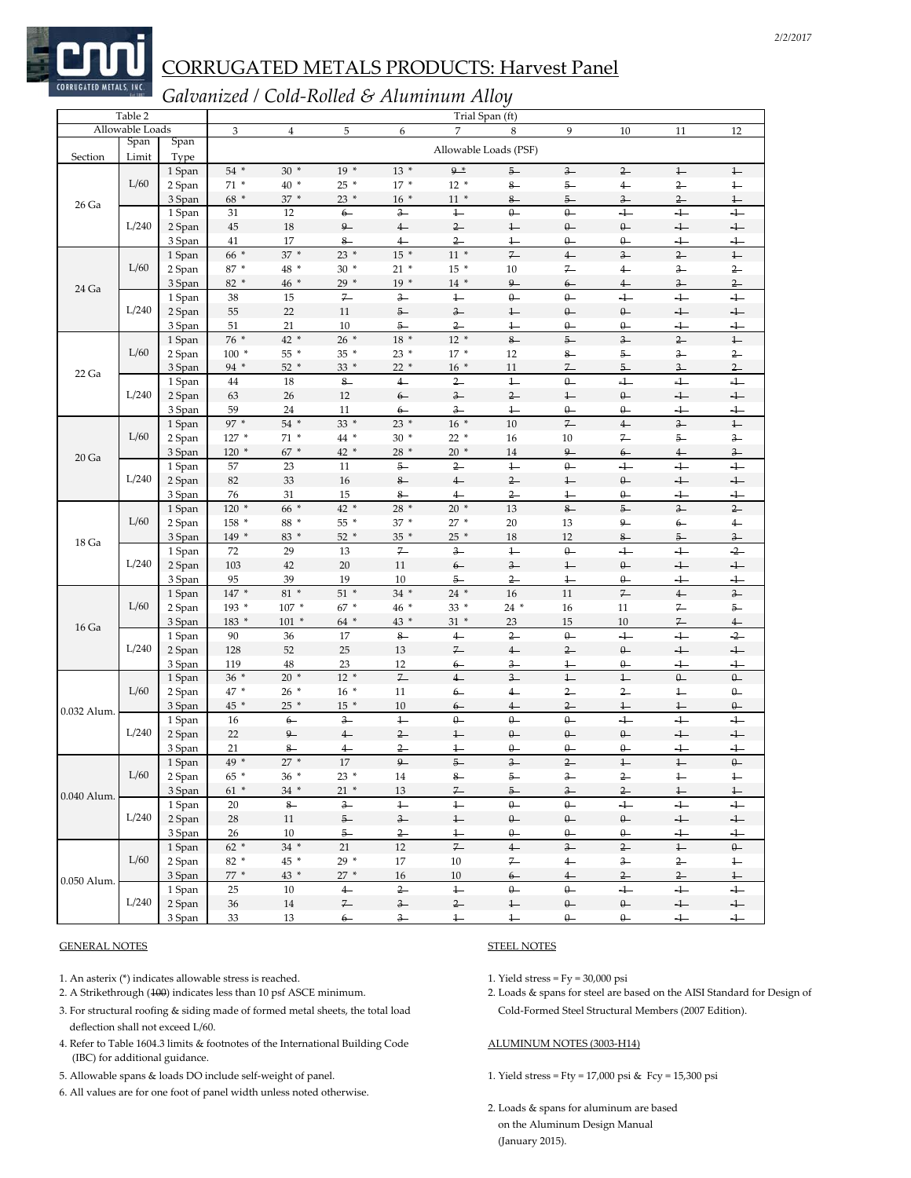# CORRUGATED METALS PRODUCTS: Harvest Panel

*Galvanized / Cold-Rolled & Aluminum Alloy*

| Table 2 | | | Trial Span (ft) | | | | | | | | | |
|---|---|---|---|---|---|---|---|---|---|---|---|---|
| Allowable Loads | | | 3 | 4 | 5 | 6 | 7 | 8 | 9 | 10 | 11 | 12 |
| Section | Span Limit | Span Type | Allowable Loads (PSF) | | | | | | | | | |
| 26 Ga | L/60 | 1 Span | 54 * | 30 * | 19 * | 13 * | ~~9~~ * | ~~5~~ | ~~3~~ | ~~2~~ | ~~1~~ | ~~1~~ |
| | | 2 Span | 71 * | 40 * | 25 * | 17 * | 12 * | ~~8~~ | ~~5~~ | ~~4~~ | ~~2~~ | ~~1~~ |
| | | 3 Span | 68 * | 37 * | 23 * | 16 * | 11 * | ~~8~~ | ~~5~~ | ~~3~~ | ~~2~~ | ~~1~~ |
| | L/240 | 1 Span | 31 | 12 | ~~6~~ | ~~3~~ | ~~1~~ | ~~0~~ | ~~0~~ | ~~-1~~ | ~~-1~~ | ~~-1~~ |
| | | 2 Span | 45 | 18 | ~~9~~ | ~~4~~ | ~~2~~ | ~~1~~ | ~~0~~ | ~~0~~ | ~~-1~~ | ~~-1~~ |
| | | 3 Span | 41 | 17 | ~~8~~ | ~~4~~ | ~~2~~ | ~~1~~ | ~~0~~ | ~~0~~ | ~~-1~~ | ~~-1~~ |
| 24 Ga | L/60 | 1 Span | 66 * | 37 * | 23 * | 15 * | 11 * | ~~7~~ | ~~4~~ | ~~3~~ | ~~2~~ | ~~1~~ |
| | | 2 Span | 87 * | 48 * | 30 * | 21 * | 15 * | 10 | ~~7~~ | ~~4~~ | ~~3~~ | ~~2~~ |
| | | 3 Span | 82 * | 46 * | 29 * | 19 * | 14 * | ~~9~~ | ~~6~~ | ~~4~~ | ~~3~~ | ~~2~~ |
| | L/240 | 1 Span | 38 | 15 | ~~7~~ | ~~3~~ | ~~1~~ | ~~0~~ | ~~0~~ | ~~-1~~ | ~~-1~~ | ~~-1~~ |
| | | 2 Span | 55 | 22 | 11 | ~~5~~ | ~~3~~ | ~~1~~ | ~~0~~ | ~~0~~ | ~~-1~~ | ~~-1~~ |
| | | 3 Span | 51 | 21 | 10 | ~~5~~ | ~~2~~ | ~~1~~ | ~~0~~ | ~~0~~ | ~~-1~~ | ~~-1~~ |
| 22 Ga | L/60 | 1 Span | 76 * | 42 * | 26 * | 18 * | 12 * | ~~8~~ | ~~5~~ | ~~3~~ | ~~2~~ | ~~1~~ |
| | | 2 Span | 100 * | 55 * | 35 * | 23 * | 17 * | 12 | ~~8~~ | ~~5~~ | ~~3~~ | ~~2~~ |
| | | 3 Span | 94 * | 52 * | 33 * | 22 * | 16 * | 11 | ~~7~~ | ~~5~~ | ~~3~~ | ~~2~~ |
| | L/240 | 1 Span | 44 | 18 | ~~8~~ | ~~4~~ | ~~2~~ | ~~1~~ | ~~0~~ | ~~-1~~ | ~~-1~~ | ~~-1~~ |
| | | 2 Span | 63 | 26 | 12 | ~~6~~ | ~~3~~ | ~~2~~ | ~~1~~ | ~~0~~ | ~~-1~~ | ~~-1~~ |
| | | 3 Span | 59 | 24 | 11 | ~~6~~ | ~~3~~ | ~~1~~ | ~~0~~ | ~~0~~ | ~~-1~~ | ~~-1~~ |
| 20 Ga | L/60 | 1 Span | 97 * | 54 * | 33 * | 23 * | 16 * | 10 | ~~7~~ | ~~4~~ | ~~3~~ | ~~1~~ |
| | | 2 Span | 127 * | 71 * | 44 * | 30 * | 22 * | 16 | 10 | ~~7~~ | ~~5~~ | ~~3~~ |
| | | 3 Span | 120 * | 67 * | 42 * | 28 * | 20 * | 14 | ~~9~~ | ~~6~~ | ~~4~~ | ~~3~~ |
| | L/240 | 1 Span | 57 | 23 | 11 | ~~5~~ | ~~2~~ | ~~1~~ | ~~0~~ | ~~-1~~ | ~~-1~~ | ~~-1~~ |
| | | 2 Span | 82 | 33 | 16 | ~~8~~ | ~~4~~ | ~~2~~ | ~~1~~ | ~~0~~ | ~~-1~~ | ~~-1~~ |
| | | 3 Span | 76 | 31 | 15 | ~~8~~ | ~~4~~ | ~~2~~ | ~~1~~ | ~~0~~ | ~~-1~~ | ~~-1~~ |
| 18 Ga | L/60 | 1 Span | 120 * | 66 * | 42 * | 28 * | 20 * | 13 | ~~8~~ | ~~5~~ | ~~3~~ | ~~2~~ |
| | | 2 Span | 158 * | 88 * | 55 * | 37 * | 27 * | 20 | 13 | ~~9~~ | ~~6~~ | ~~4~~ |
| | | 3 Span | 149 * | 83 * | 52 * | 35 * | 25 * | 18 | 12 | ~~8~~ | ~~5~~ | ~~3~~ |
| | L/240 | 1 Span | 72 | 29 | 13 | ~~7~~ | ~~3~~ | ~~1~~ | ~~0~~ | ~~-1~~ | ~~-1~~ | ~~-2~~ |
| | | 2 Span | 103 | 42 | 20 | 11 | ~~6~~ | ~~3~~ | ~~1~~ | ~~0~~ | ~~-1~~ | ~~-1~~ |
| | | 3 Span | 95 | 39 | 19 | 10 | ~~5~~ | ~~2~~ | ~~1~~ | ~~0~~ | ~~-1~~ | ~~-1~~ |
| 16 Ga | L/60 | 1 Span | 147 * | 81 * | 51 * | 34 * | 24 * | 16 | 11 | ~~7~~ | ~~4~~ | ~~3~~ |
| | | 2 Span | 193 * | 107 * | 67 * | 46 * | 33 * | 24 * | 16 | 11 | ~~7~~ | ~~5~~ |
| | | 3 Span | 183 * | 101 * | 64 * | 43 * | 31 * | 23 | 15 | 10 | ~~7~~ | ~~4~~ |
| | L/240 | 1 Span | 90 | 36 | 17 | ~~8~~ | ~~4~~ | ~~2~~ | ~~0~~ | ~~-1~~ | ~~-1~~ | ~~-2~~ |
| | | 2 Span | 128 | 52 | 25 | 13 | ~~7~~ | ~~4~~ | ~~2~~ | ~~0~~ | ~~-1~~ | ~~-1~~ |
| | | 3 Span | 119 | 48 | 23 | 12 | ~~6~~ | ~~3~~ | ~~1~~ | ~~0~~ | ~~-1~~ | ~~-1~~ |
| 0.032 Alum. | L/60 | 1 Span | 36 * | 20 * | 12 * | ~~7~~ | ~~4~~ | ~~3~~ | ~~1~~ | ~~1~~ | ~~0~~ | ~~0~~ |
| | | 2 Span | 47 * | 26 * | 16 * | 11 | ~~6~~ | ~~4~~ | ~~2~~ | ~~2~~ | ~~1~~ | ~~0~~ |
| | | 3 Span | 45 * | 25 * | 15 * | 10 | ~~6~~ | ~~4~~ | ~~2~~ | ~~1~~ | ~~1~~ | ~~0~~ |
| | L/240 | 1 Span | 16 | ~~6~~ | ~~3~~ | ~~1~~ | ~~0~~ | ~~0~~ | ~~0~~ | ~~-1~~ | ~~-1~~ | ~~-1~~ |
| | | 2 Span | 22 | ~~9~~ | ~~4~~ | ~~2~~ | ~~1~~ | ~~0~~ | ~~0~~ | ~~0~~ | ~~-1~~ | ~~-1~~ |
| | | 3 Span | 21 | ~~8~~ | ~~4~~ | ~~2~~ | ~~1~~ | ~~0~~ | ~~0~~ | ~~0~~ | ~~-1~~ | ~~-1~~ |
| 0.040 Alum. | L/60 | 1 Span | 49 * | 27 * | 17 | ~~9~~ | ~~5~~ | ~~3~~ | ~~2~~ | ~~1~~ | ~~1~~ | ~~0~~ |
| | | 2 Span | 65 * | 36 * | 23 * | 14 | ~~8~~ | ~~5~~ | ~~3~~ | ~~2~~ | ~~1~~ | ~~1~~ |
| | | 3 Span | 61 * | 34 * | 21 * | 13 | ~~7~~ | ~~5~~ | ~~3~~ | ~~2~~ | ~~1~~ | ~~1~~ |
| | L/240 | 1 Span | 20 | ~~8~~ | ~~3~~ | ~~1~~ | ~~1~~ | ~~0~~ | ~~0~~ | ~~-1~~ | ~~-1~~ | ~~-1~~ |
| | | 2 Span | 28 | 11 | ~~5~~ | ~~3~~ | ~~1~~ | ~~0~~ | ~~0~~ | ~~0~~ | ~~-1~~ | ~~-1~~ |
| | | 3 Span | 26 | 10 | ~~5~~ | ~~2~~ | ~~1~~ | ~~0~~ | ~~0~~ | ~~0~~ | ~~-1~~ | ~~-1~~ |
| 0.050 Alum. | L/60 | 1 Span | 62 * | 34 * | 21 | 12 | ~~7~~ | ~~4~~ | ~~3~~ | ~~2~~ | ~~1~~ | ~~0~~ |
| | | 2 Span | 82 * | 45 * | 29 * | 17 | 10 | ~~7~~ | ~~4~~ | ~~3~~ | ~~2~~ | ~~1~~ |
| | | 3 Span | 77 * | 43 * | 27 * | 16 | 10 | ~~6~~ | ~~4~~ | ~~2~~ | ~~2~~ | ~~1~~ |
| | L/240 | 1 Span | 25 | 10 | ~~4~~ | ~~2~~ | ~~1~~ | ~~0~~ | ~~0~~ | ~~-1~~ | ~~-1~~ | ~~-1~~ |
| | | 2 Span | 36 | 14 | ~~7~~ | ~~3~~ | ~~2~~ | ~~1~~ | ~~0~~ | ~~0~~ | ~~-1~~ | ~~-1~~ |
| | | 3 Span | 33 | 13 | ~~6~~ | ~~3~~ | ~~1~~ | ~~1~~ | ~~0~~ | ~~0~~ | ~~-1~~ | ~~-1~~ |

## GENERAL NOTES

1. An asterix (*) indicates allowable stress is reached.
2. A Strikethrough (~~100~~) indicates less than 10 psf ASCE minimum.
3. For structural roofing & siding made of formed metal sheets, the total load deflection shall not exceed L/60.
4. Refer to Table 1604.3 limits & footnotes of the International Building Code (IBC) for additional guidance.
5. Allowable spans & loads DO include self-weight of panel.
6. All values are for one foot of panel width unless noted otherwise.

## STEEL NOTES

1. Yield stress = Fy = 30,000 psi
2. Loads & spans for steel are based on the AISI Standard for Design of Cold-Formed Steel Structural Members (2007 Edition).

## ALUMINUM NOTES (3003-H14)

1. Yield stress = Fty = 17,000 psi & Fcy = 15,300 psi
2. Loads & spans for aluminum are based on the Aluminum Design Manual (January 2015).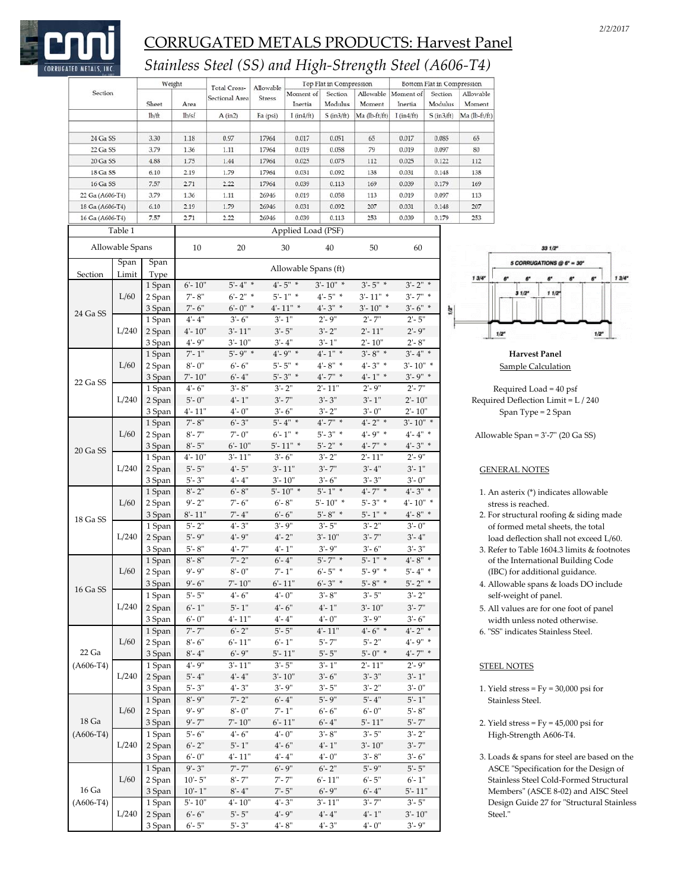# CORRUGATED METALS PRODUCTS: Harvest Panel

## *Stainless Steel (SS) and High-Strength Steel (A606-T4)*

| Section | Weight | | Total Cross-Sectional Area | Allowable Stress | Top Flat in Compression | | | Bottom Flat in Compression | | |
|---|---|---|---|---|---|---|---|---|---|---|
| | Sheet | Area | | | Moment of Inertia | Section Modulus | Allowable Moment | Moment of Inertia | Section Modulus | Allowable Moment |
| | lb/ft | lb/sf | A (in2) | Fa (psi) | I (in4/ft) | S (in3/ft) | Ma (lb-ft/ft) | I (in4/ft) | S (in3/ft) | Ma (lb-ft/ft) |
| 24 Ga SS | 3.30 | 1.18 | 0.97 | 17964 | 0.017 | 0.051 | 65 | 0.017 | 0.085 | 65 |
| 22 Ga SS | 3.79 | 1.36 | 1.11 | 17964 | 0.019 | 0.058 | 79 | 0.019 | 0.097 | 80 |
| 20 Ga SS | 4.88 | 1.75 | 1.44 | 17964 | 0.025 | 0.075 | 112 | 0.025 | 0.122 | 112 |
| 18 Ga SS | 6.10 | 2.19 | 1.79 | 17964 | 0.031 | 0.092 | 138 | 0.031 | 0.148 | 138 |
| 16 Ga SS | 7.57 | 2.71 | 2.22 | 17964 | 0.039 | 0.113 | 169 | 0.039 | 0.179 | 169 |
| 22 Ga (A606-T4) | 3.79 | 1.36 | 1.11 | 26946 | 0.019 | 0.058 | 113 | 0.019 | 0.097 | 113 |
| 18 Ga (A606-T4) | 6.10 | 2.19 | 1.79 | 26946 | 0.031 | 0.092 | 207 | 0.031 | 0.148 | 207 |
| 16 Ga (A606-T4) | 7.57 | 2.71 | 2.22 | 26946 | 0.039 | 0.113 | 253 | 0.039 | 0.179 | 253 |

**Table 1**

| Allowable Spans | | | Applied Load (PSF) | | | | | |
|---|---|---|---|---|---|---|---|---|
| | | | 10 | 20 | 30 | 40 | 50 | 60 |
| Section | Span Limit | Span Type | Allowable Spans (ft) | | | | | |
| 24 Ga SS | L/60 | 1 Span | 6'- 10" | 5'- 4" * | 4'- 5" * | 3'- 10" * | 3'- 5" * | 3'- 2" * |
| | | 2 Span | 7'- 8" | 6'- 2" * | 5'- 1" * | 4'- 5" * | 3'- 11" * | 3'- 7" * |
| | | 3 Span | 7'- 6" | 6'- 0" * | 4'- 11" * | 4'- 3" * | 3'- 10" * | 3'- 6" * |
| | L/240 | 1 Span | 4'- 4" | 3'- 6" | 3'- 1" | 2'- 9" | 2'- 7" | 2'- 5" |
| | | 2 Span | 4'- 10" | 3'- 11" | 3'- 5" | 3'- 2" | 2'- 11" | 2'- 9" |
| | | 3 Span | 4'- 9" | 3'- 10" | 3'- 4" | 3'- 1" | 2'- 10" | 2'- 8" |
| 22 Ga SS | L/60 | 1 Span | 7'- 1" | 5'- 9" * | 4'- 9" * | 4'- 1" * | 3'- 8" * | 3'- 4" * |
| | | 2 Span | 8'- 0" | 6'- 6" | 5'- 5" * | 4'- 8" * | 4'- 3" * | 3'- 10" * |
| | | 3 Span | 7'- 10" | 6'- 4" | 5'- 3" * | 4'- 7" * | 4'- 1" * | 3'- 9" * |
| | L/240 | 1 Span | 4'- 6" | 3'- 8" | 3'- 2" | 2'- 11" | 2'- 9" | 2'- 7" |
| | | 2 Span | 5'- 0" | 4'- 1" | 3'- 7" | 3'- 3" | 3'- 1" | 2'- 10" |
| | | 3 Span | 4'- 11" | 4'- 0" | 3'- 6" | 3'- 2" | 3'- 0" | 2'- 10" |
| 20 Ga SS | L/60 | 1 Span | 7'- 8" | 6'- 3" | 5'- 4" * | 4'- 7" * | 4'- 2" * | 3'- 10" * |
| | | 2 Span | 8'- 7" | 7'- 0" | 6'- 1" * | 5'- 3" * | 4'- 9" * | 4'- 4" * |
| | | 3 Span | 8'- 5" | 6'- 10" | 5'- 11" * | 5'- 2" * | 4'- 7" * | 4'- 3" * |
| | L/240 | 1 Span | 4'- 10" | 3'- 11" | 3'- 6" | 3'- 2" | 2'- 11" | 2'- 9" |
| | | 2 Span | 5'- 5" | 4'- 5" | 3'- 11" | 3'- 7" | 3'- 4" | 3'- 1" |
| | | 3 Span | 5'- 3" | 4'- 4" | 3'- 10" | 3'- 6" | 3'- 3" | 3'- 0" |
| 18 Ga SS | L/60 | 1 Span | 8'- 2" | 6'- 8" | 5'- 10" * | 5'- 1" * | 4'- 7" * | 4'- 3" * |
| | | 2 Span | 9'- 2" | 7'- 6" | 6'- 8" | 5'- 10" * | 5'- 3" * | 4'- 10" * |
| | | 3 Span | 8'- 11" | 7'- 4" | 6'- 6" | 5'- 8" * | 5'- 1" * | 4'- 8" * |
| | L/240 | 1 Span | 5'- 2" | 4'- 3" | 3'- 9" | 3'- 5" | 3'- 2" | 3'- 0" |
| | | 2 Span | 5'- 9" | 4'- 9" | 4'- 2" | 3'- 10" | 3'- 7" | 3'- 4" |
| | | 3 Span | 5'- 8" | 4'- 7" | 4'- 1" | 3'- 9" | 3'- 6" | 3'- 3" |
| 16 Ga SS | L/60 | 1 Span | 8'- 8" | 7'- 2" | 6'- 4" | 5'- 7" * | 5'- 1" * | 4'- 8" * |
| | | 2 Span | 9'- 9" | 8'- 0" | 7'- 1" | 6'- 5" * | 5'- 9" * | 5'- 4" * |
| | | 3 Span | 9'- 6" | 7'- 10" | 6'- 11" | 6'- 3" * | 5'- 8" * | 5'- 2" * |
| | L/240 | 1 Span | 5'- 5" | 4'- 6" | 4'- 0" | 3'- 8" | 3'- 5" | 3'- 2" |
| | | 2 Span | 6'- 1" | 5'- 1" | 4'- 6" | 4'- 1" | 3'- 10" | 3'- 7" |
| | | 3 Span | 6'- 0" | 4'- 11" | 4'- 4" | 4'- 0" | 3'- 9" | 3'- 6" |
| 22 Ga (A606-T4) | L/60 | 1 Span | 7'- 7" | 6'- 2" | 5'- 5" | 4'- 11" | 4'- 6" * | 4'- 2" * |
| | | 2 Span | 8'- 6" | 6'- 11" | 6'- 1" | 5'- 7" | 5'- 2" | 4'- 9" * |
| | | 3 Span | 8'- 4" | 6'- 9" | 5'- 11" | 5'- 5" | 5'- 0" * | 4'- 7" * |
| | L/240 | 1 Span | 4'- 9" | 3'- 11" | 3'- 5" | 3'- 1" | 2'- 11" | 2'- 9" |
| | | 2 Span | 5'- 4" | 4'- 4" | 3'- 10" | 3'- 6" | 3'- 3" | 3'- 1" |
| | | 3 Span | 5'- 3" | 4'- 3" | 3'- 9" | 3'- 5" | 3'- 2" | 3'- 0" |
| 18 Ga (A606-T4) | L/60 | 1 Span | 8'- 9" | 7'- 2" | 6'- 4" | 5'- 9" | 5'- 4" | 5'- 1" |
| | | 2 Span | 9'- 9" | 8'- 0" | 7'- 1" | 6'- 6" | 6'- 0" | 5'- 8" |
| | | 3 Span | 9'- 7" | 7'- 10" | 6'- 11" | 6'- 4" | 5'- 11" | 5'- 7" |
| | L/240 | 1 Span | 5'- 6" | 4'- 6" | 4'- 0" | 3'- 8" | 3'- 5" | 3'- 2" |
| | | 2 Span | 6'- 2" | 5'- 1" | 4'- 6" | 4'- 1" | 3'- 10" | 3'- 7" |
| | | 3 Span | 6'- 0" | 4'- 11" | 4'- 4" | 4'- 0" | 3'- 8" | 3'- 6" |
| 16 Ga (A606-T4) | L/60 | 1 Span | 9'- 3" | 7'- 7" | 6'- 9" | 6'- 2" | 5'- 9" | 5'- 5" |
| | | 2 Span | 10'- 5" | 8'- 7" | 7'- 7" | 6'- 11" | 6'- 5" | 6'- 1" |
| | | 3 Span | 10'- 1" | 8'- 4" | 7'- 5" | 6'- 9" | 6'- 4" | 5'- 11" |
| | L/240 | 1 Span | 5'- 10" | 4'- 10" | 4'- 3" | 3'- 11" | 3'- 7" | 3'- 5" |
| | | 2 Span | 6'- 6" | 5'- 5" | 4'- 9" | 4'- 4" | 4'- 1" | 3'- 10" |
| | | 3 Span | 6'- 5" | 5'- 3" | 4'- 8" | 4'- 3" | 4'- 0" | 3'- 9" |

33 1/2"
5 CORRUGATIONS @ 6" = 30"
1 3/4" 6" 6" 6" 6" 6" 1 3/4"
3 1/2" 1 1/2"
1/2"
1/2" 1/2"

**Harvest Panel**

Sample Calculation

Required Load = 40 psf
Required Deflection Limit = L / 240
Span Type = 2 Span

Allowable Span = 3'-7" (20 Ga SS)

GENERAL NOTES

1. An asterix (*) indicates allowable stress is reached.
2. For structural roofing & siding made of formed metal sheets, the total load deflection shall not exceed L/60.
3. Refer to Table 1604.3 limits & footnotes of the International Building Code (IBC) for additional guidance.
4. Allowable spans & loads DO include self-weight of panel.
5. All values are for one foot of panel width unless noted otherwise.
6. "SS" indicates Stainless Steel.

STEEL NOTES

1. Yield stress = Fy = 30,000 psi for Stainless Steel.
2. Yield stress = Fy = 45,000 psi for High-Strength A606-T4.
3. Loads & spans for steel are based on the ASCE "Specification for the Design of Stainless Steel Cold-Formed Structural Members" (ASCE 8-02) and AISC Steel Design Guide 27 for "Structural Stainless Steel."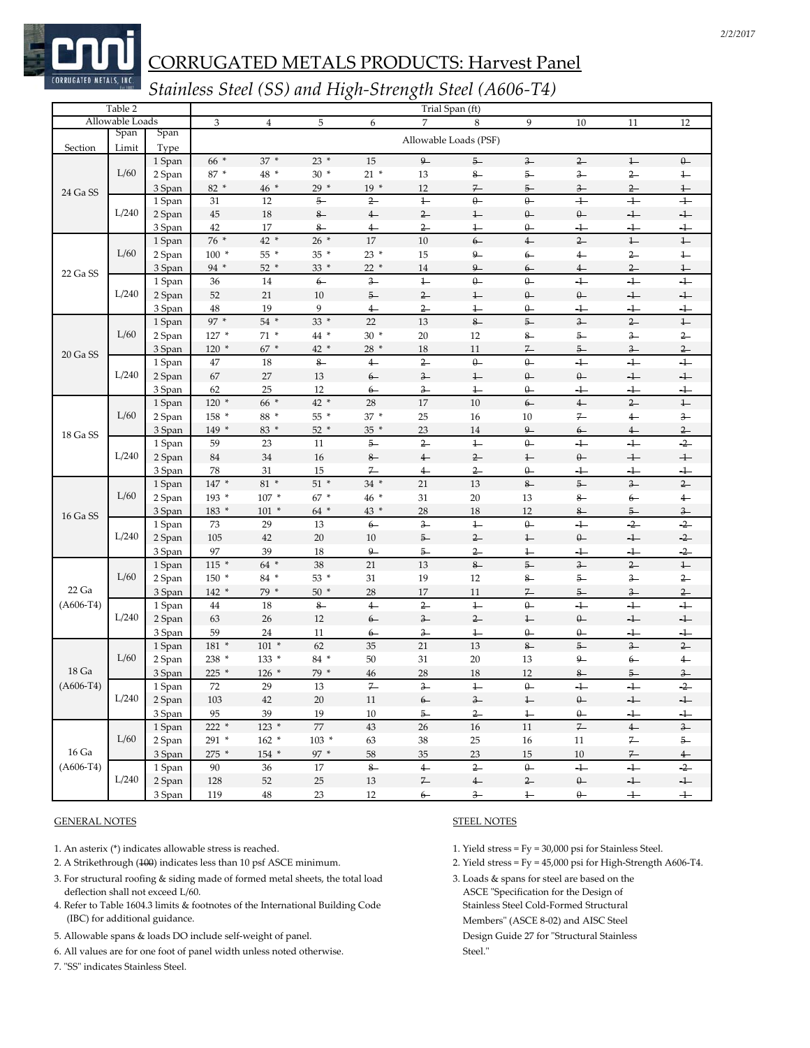# CORRUGATED METALS PRODUCTS: Harvest Panel

*Stainless Steel (SS) and High-Strength Steel (A606-T4)*

| Table 2 | | | Trial Span (ft) | | | | | | | | | |
|---|---|---|---|---|---|---|---|---|---|---|---|---|
| Allowable Loads | | | 3 | 4 | 5 | 6 | 7 | 8 | 9 | 10 | 11 | 12 |
| Section | Span Limit | Span Type | Allowable Loads (PSF) | | | | | | | | | |
| 24 Ga SS | L/60 | 1 Span | 66 * | 37 * | 23 * | 15 | ~~9~~ | ~~5~~ | ~~3~~ | ~~2~~ | ~~1~~ | ~~0~~ |
| | | 2 Span | 87 * | 48 * | 30 * | 21 * | 13 | ~~8~~ | ~~5~~ | ~~3~~ | ~~2~~ | ~~1~~ |
| | | 3 Span | 82 * | 46 * | 29 * | 19 * | 12 | ~~7~~ | ~~5~~ | ~~3~~ | ~~2~~ | ~~1~~ |
| | L/240 | 1 Span | 31 | 12 | ~~5~~ | ~~2~~ | ~~1~~ | ~~0~~ | ~~0~~ | ~~-1~~ | ~~-1~~ | ~~-1~~ |
| | | 2 Span | 45 | 18 | ~~8~~ | ~~4~~ | ~~2~~ | ~~1~~ | ~~0~~ | ~~0~~ | ~~-1~~ | ~~-1~~ |
| | | 3 Span | 42 | 17 | ~~8~~ | ~~4~~ | ~~2~~ | ~~1~~ | ~~0~~ | ~~-1~~ | ~~-1~~ | ~~-1~~ |
| 22 Ga SS | L/60 | 1 Span | 76 * | 42 * | 26 * | 17 | 10 | ~~6~~ | ~~4~~ | ~~2~~ | ~~1~~ | ~~1~~ |
| | | 2 Span | 100 * | 55 * | 35 * | 23 * | 15 | ~~9~~ | ~~6~~ | ~~4~~ | ~~2~~ | ~~1~~ |
| | | 3 Span | 94 * | 52 * | 33 * | 22 * | 14 | ~~9~~ | ~~6~~ | ~~4~~ | ~~2~~ | ~~1~~ |
| | L/240 | 1 Span | 36 | 14 | ~~6~~ | ~~3~~ | ~~1~~ | ~~0~~ | ~~0~~ | ~~-1~~ | ~~-1~~ | ~~-1~~ |
| | | 2 Span | 52 | 21 | 10 | ~~5~~ | ~~2~~ | ~~1~~ | ~~0~~ | ~~0~~ | ~~-1~~ | ~~-1~~ |
| | | 3 Span | 48 | 19 | 9 | ~~4~~ | ~~2~~ | ~~1~~ | ~~0~~ | ~~-1~~ | ~~-1~~ | ~~-1~~ |
| 20 Ga SS | L/60 | 1 Span | 97 * | 54 * | 33 * | 22 | 13 | ~~8~~ | ~~5~~ | ~~3~~ | ~~2~~ | ~~1~~ |
| | | 2 Span | 127 * | 71 * | 44 * | 30 * | 20 | 12 | ~~8~~ | ~~5~~ | ~~3~~ | ~~2~~ |
| | | 3 Span | 120 * | 67 * | 42 * | 28 * | 18 | 11 | ~~7~~ | ~~5~~ | ~~3~~ | ~~2~~ |
| | L/240 | 1 Span | 47 | 18 | ~~8~~ | ~~4~~ | ~~2~~ | ~~0~~ | ~~0~~ | ~~-1~~ | ~~-1~~ | ~~-1~~ |
| | | 2 Span | 67 | 27 | 13 | ~~6~~ | ~~3~~ | ~~1~~ | ~~0~~ | ~~0~~ | ~~-1~~ | ~~-1~~ |
| | | 3 Span | 62 | 25 | 12 | ~~6~~ | ~~3~~ | ~~1~~ | ~~0~~ | ~~-1~~ | ~~-1~~ | ~~-1~~ |
| 18 Ga SS | L/60 | 1 Span | 120 * | 66 * | 42 * | 28 | 17 | 10 | ~~6~~ | ~~4~~ | ~~2~~ | ~~1~~ |
| | | 2 Span | 158 * | 88 * | 55 * | 37 * | 25 | 16 | 10 | ~~7~~ | ~~4~~ | ~~3~~ |
| | | 3 Span | 149 * | 83 * | 52 * | 35 * | 23 | 14 | ~~9~~ | ~~6~~ | ~~4~~ | ~~2~~ |
| | L/240 | 1 Span | 59 | 23 | 11 | ~~5~~ | ~~2~~ | ~~1~~ | ~~0~~ | ~~-1~~ | ~~-1~~ | ~~-2~~ |
| | | 2 Span | 84 | 34 | 16 | ~~8~~ | ~~4~~ | ~~2~~ | ~~1~~ | ~~0~~ | ~~-1~~ | ~~-1~~ |
| | | 3 Span | 78 | 31 | 15 | ~~7~~ | ~~4~~ | ~~2~~ | ~~0~~ | ~~-1~~ | ~~-1~~ | ~~-1~~ |
| 16 Ga SS | L/60 | 1 Span | 147 * | 81 * | 51 * | 34 * | 21 | 13 | ~~8~~ | ~~5~~ | ~~3~~ | ~~2~~ |
| | | 2 Span | 193 * | 107 * | 67 * | 46 * | 31 | 20 | 13 | ~~8~~ | ~~6~~ | ~~4~~ |
| | | 3 Span | 183 * | 101 * | 64 * | 43 * | 28 | 18 | 12 | ~~8~~ | ~~5~~ | ~~3~~ |
| | L/240 | 1 Span | 73 | 29 | 13 | ~~6~~ | ~~3~~ | ~~1~~ | ~~0~~ | ~~-1~~ | ~~-2~~ | ~~-2~~ |
| | | 2 Span | 105 | 42 | 20 | 10 | ~~5~~ | ~~2~~ | ~~1~~ | ~~0~~ | ~~-1~~ | ~~-2~~ |
| | | 3 Span | 97 | 39 | 18 | ~~9~~ | ~~5~~ | ~~2~~ | ~~1~~ | ~~-1~~ | ~~-1~~ | ~~-2~~ |
| 22 Ga (A606-T4) | L/60 | 1 Span | 115 * | 64 * | 38 | 21 | 13 | ~~8~~ | ~~5~~ | ~~3~~ | ~~2~~ | ~~1~~ |
| | | 2 Span | 150 * | 84 * | 53 * | 31 | 19 | 12 | ~~8~~ | ~~5~~ | ~~3~~ | ~~2~~ |
| | | 3 Span | 142 * | 79 * | 50 * | 28 | 17 | 11 | ~~7~~ | ~~5~~ | ~~3~~ | ~~2~~ |
| | L/240 | 1 Span | 44 | 18 | ~~8~~ | ~~4~~ | ~~2~~ | ~~1~~ | ~~0~~ | ~~-1~~ | ~~-1~~ | ~~-1~~ |
| | | 2 Span | 63 | 26 | 12 | ~~6~~ | ~~3~~ | ~~2~~ | ~~1~~ | ~~0~~ | ~~-1~~ | ~~-1~~ |
| | | 3 Span | 59 | 24 | 11 | ~~6~~ | ~~3~~ | ~~1~~ | ~~0~~ | ~~0~~ | ~~-1~~ | ~~-1~~ |
| 18 Ga (A606-T4) | L/60 | 1 Span | 181 * | 101 * | 62 | 35 | 21 | 13 | ~~8~~ | ~~5~~ | ~~3~~ | ~~2~~ |
| | | 2 Span | 238 * | 133 * | 84 * | 50 | 31 | 20 | 13 | ~~9~~ | ~~6~~ | ~~4~~ |
| | | 3 Span | 225 * | 126 * | 79 * | 46 | 28 | 18 | 12 | ~~8~~ | ~~5~~ | ~~3~~ |
| | L/240 | 1 Span | 72 | 29 | 13 | ~~7~~ | ~~3~~ | ~~1~~ | ~~0~~ | ~~-1~~ | ~~-1~~ | ~~-2~~ |
| | | 2 Span | 103 | 42 | 20 | 11 | ~~6~~ | ~~3~~ | ~~1~~ | ~~0~~ | ~~-1~~ | ~~-1~~ |
| | | 3 Span | 95 | 39 | 19 | 10 | ~~5~~ | ~~2~~ | ~~1~~ | ~~0~~ | ~~-1~~ | ~~-1~~ |
| 16 Ga (A606-T4) | L/60 | 1 Span | 222 * | 123 * | 77 | 43 | 26 | 16 | 11 | ~~7~~ | ~~4~~ | ~~3~~ |
| | | 2 Span | 291 * | 162 * | 103 * | 63 | 38 | 25 | 16 | 11 | ~~7~~ | ~~5~~ |
| | | 3 Span | 275 * | 154 * | 97 * | 58 | 35 | 23 | 15 | 10 | ~~7~~ | ~~4~~ |
| | L/240 | 1 Span | 90 | 36 | 17 | ~~8~~ | ~~4~~ | ~~2~~ | ~~0~~ | ~~-1~~ | ~~-1~~ | ~~-2~~ |
| | | 2 Span | 128 | 52 | 25 | 13 | ~~7~~ | ~~4~~ | ~~2~~ | ~~0~~ | ~~-1~~ | ~~-1~~ |
| | | 3 Span | 119 | 48 | 23 | 12 | ~~6~~ | ~~3~~ | ~~1~~ | ~~0~~ | ~~-1~~ | ~~-1~~ |

## GENERAL NOTES

1. An asterix (*) indicates allowable stress is reached.
2. A Strikethrough (~~100~~) indicates less than 10 psf ASCE minimum.
3. For structural roofing & siding made of formed metal sheets, the total load deflection shall not exceed L/60.
4. Refer to Table 1604.3 limits & footnotes of the International Building Code (IBC) for additional guidance.
5. Allowable spans & loads DO include self-weight of panel.
6. All values are for one foot of panel width unless noted otherwise.
7. "SS" indicates Stainless Steel.

## STEEL NOTES

1. Yield stress = Fy = 30,000 psi for Stainless Steel.
2. Yield stress = Fy = 45,000 psi for High-Strength A606-T4.
3. Loads & spans for steel are based on the ASCE "Specification for the Design of Stainless Steel Cold-Formed Structural Members" (ASCE 8-02) and AISC Steel Design Guide 27 for "Structural Stainless Steel."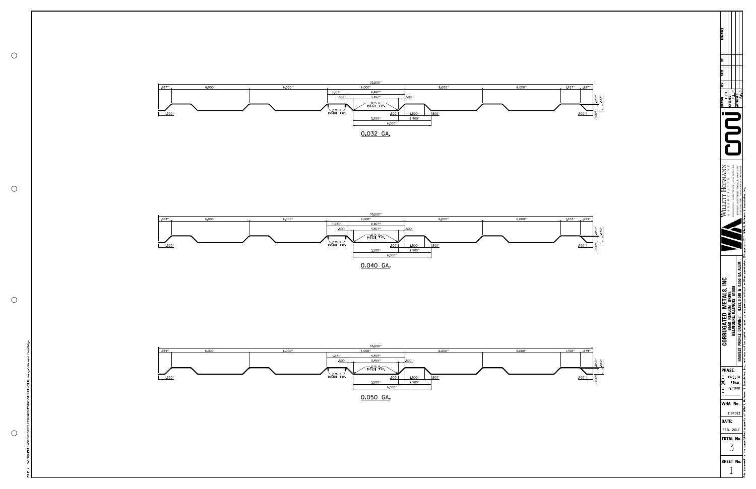33.500"

| .987" | 6.000" | 6.000" | 6.000" | 6.000" | 6.000" | 1.527" | .987" |
|---|---|---|---|---|---|---|---|

1.518" 4.482" .500" 3.482" .500" .075 R. INSIDE TYP. .075 R. INSIDE TYP. .500" .500" 1.500" 1.500" 2.500" 3.500" 6.000" .500" .032" .750" .500"

## 0.032 GA.

33.500"

| .983" | 6.000" | 6.000" | 6.000" | 6.000" | 6.000" | 1.533" | .983" |
|---|---|---|---|---|---|---|---|

1.533" 4.467" .500" 3.467" .500" .075 R. INSIDE TYP. .075 R. INSIDE TYP. .500" .500" 1.500" 1.500" 2.500" 3.500" 6.000" .500" .040" .750" .500"

## 0.040 GA.

33.500"

| .979" | 6.000" | 6.000" | 6.000" | 6.000" | 6.000" | 1.541" | .979" |
|---|---|---|---|---|---|---|---|

1.541" 4.459" .500" 3.459" .500" .075 R. INSIDE TYP. .075 R. INSIDE TYP. .500" .500" 1.500" 1.500" 2.500" 3.500" 6.000" .500" .050" .750" .500"

## 0.050 GA.

---

**CORRUGATED METALS, INC.**
6550 REVLON DRIVE
BELVIDERE, ILLINOIS 61008
HARVEST PROFILE DRAWING - 0.032, 0.040 & 0.050 GA. ALUM.

WILLETT HOFMANN & ASSOCIATES INC

| REV. | DATE | BY | REMARKS |
|---|---|---|---|

DRAWN: F.J.L.
CHECKED: F.J.L.
APPROVED:

PHASE:
- ☐ PRELIM
- ☒ FINAL
- ☐ RECORD
- ☐ ______

WHA No. 1194013

DATE: FEB. 2017

TOTAL No. 3

SHEET No. 1

This document is the copyrighted property of Willett, Hofmann & Associates, Inc. and may not be copied or used by any person without written permission. © Copyright 2017 Willett, Hofmann & Associates, Inc.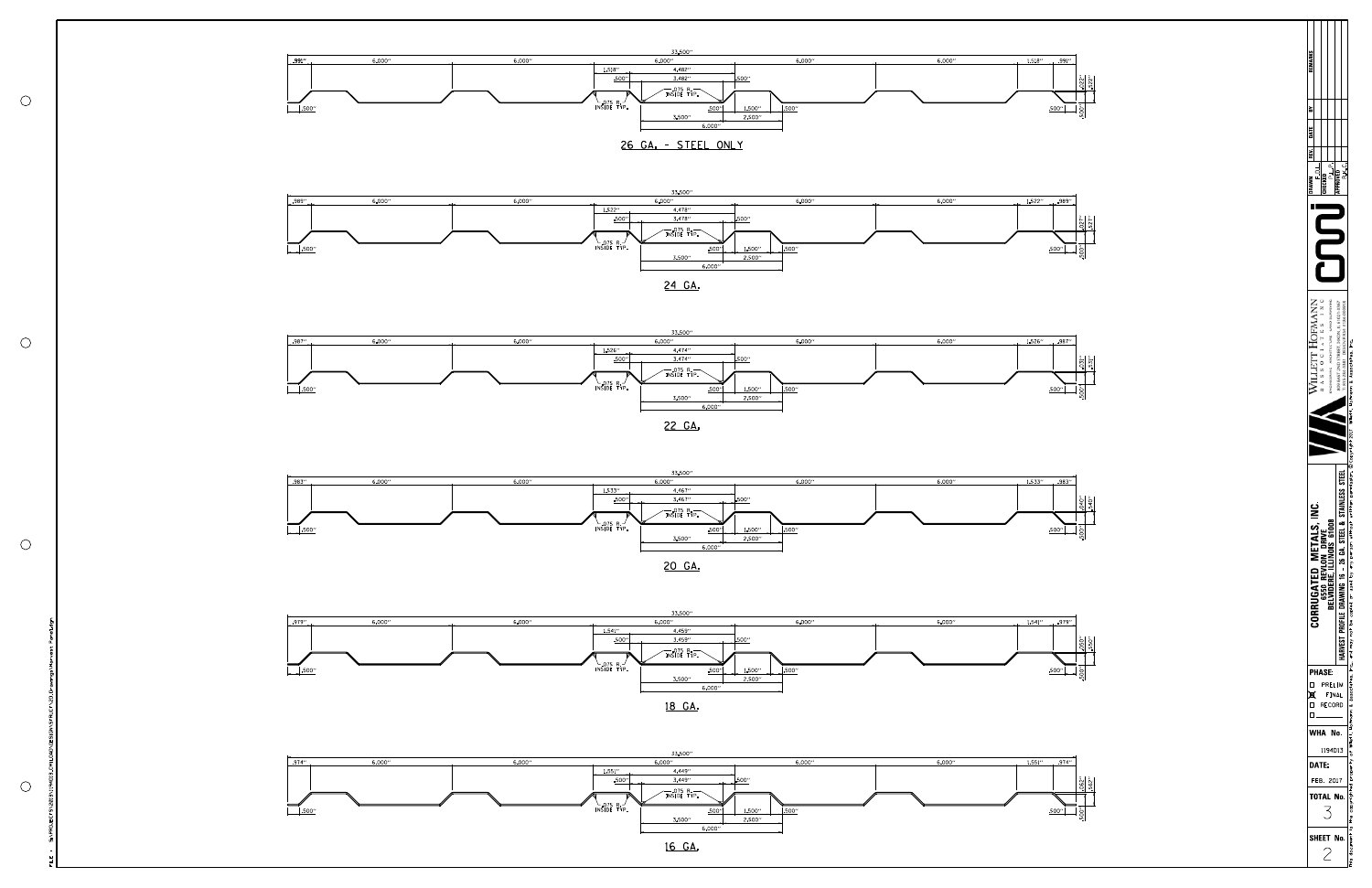33.500"

.991" | 6.000" | 6.000" | 6.000" | 6.000" | 6.000" | 1.518" | .991"

1.518" 4.482" .500" 3.482" .500" .075 R. INSIDE TYP. .075 R. INSIDE TYP. .500" 1.500" .500" .500" .222" .722" .500" 3.500" 2.500" 6.000" 1.500"

## 26 GA. - STEEL ONLY

33.500"

.989" | 6.000" | 6.000" | 6.000" | 6.000" | 6.000" | 1.522" | .989"

1.522" 4.478" .500" 3.478" .500" .075 R. INSIDE TYP. .075 R. INSIDE TYP. .500" 1.500" .500" .500" .027" .527" .500" 3.500" 2.500" 6.000" 1.500"

## 24 GA.

33.500"

.987" | 6.000" | 6.000" | 6.000" | 6.000" | 6.000" | 1.526" | .987"

1.526" 4.474" .500" 3.474" .500" .075 R. INSIDE TYP. .075 R. INSIDE TYP. .500" 1.500" .500" .500" .031" .531" .500" 3.500" 2.500" 6.000" 1.500"

## 22 GA.

33.500"

.983" | 6.000" | 6.000" | 6.000" | 6.000" | 6.000" | 1.533" | .983"

1.533" 4.467" .500" 3.467" .500" .075 R. INSIDE TYP. .075 R. INSIDE TYP. .500" 1.500" .500" .500" .040" .540" .500" 3.500" 2.500" 6.000" 1.500"

## 20 GA.

33.500"

.979" | 6.000" | 6.000" | 6.000" | 6.000" | 6.000" | 1.541" | .979"

1.541" 4.459" .500" 3.459" .500" .075 R. INSIDE TYP. .075 R. INSIDE TYP. .500" 1.500" .500" .500" .050" .550" .500" 3.500" 2.500" 6.000" 1.500"

## 18 GA.

33.500"

.974" | 6.000" | 6.000" | 6.000" | 6.000" | 6.000" | 1.551" | .974"

1.551" 4.449" .500" 3.449" .500" .075 R. INSIDE TYP. .075 R. INSIDE TYP. .500" 1.500" .500" .500" .062" .562" .500" 3.500" 2.500" 6.000" 1.500"

## 16 GA.

---

| REV. | DATE | BY | REMARKS |
|---|---|---|---|

DRAWN: F.J.L.
CHECKED: A.J.P.
APPROVED: R.A.C.

WILLETT HOFMANN & ASSOCIATES INC.

© copyright 2017 Willett, Hofmann & Associates, Inc.

**CORRUGATED METALS, INC.**
6550 REVLON DRIVE
BELVIDERE, ILLINOIS 61008

HARVEST PROFILE DRAWING 16 - 26 GA. STEEL & STAINLESS STEEL

PHASE:
- [ ] PRELIM
- [x] FINAL
- [ ] RECORD
- [ ]

WHA No. 1194013

DATE: FEB. 2017

TOTAL No. 3

SHEET No. 2

This document is the copyrighted property of Willett, Hofmann & Associates, Inc. and may not be copied or used by any person without written permission.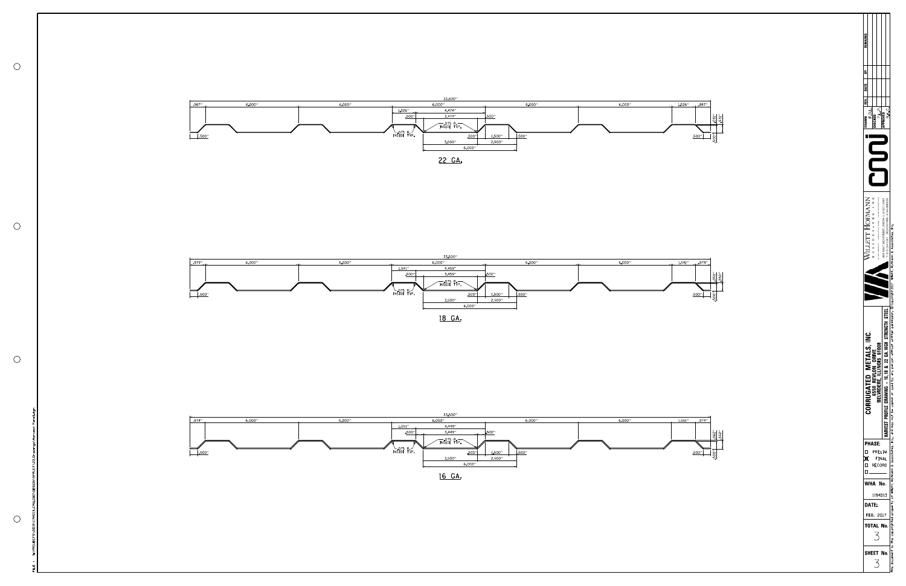33.500"

.987" | 6.000" | 6.000" | 6.000" | 6.000" | 6.000" | 1.526" | .987"

1.526" | 4.474" | .500" | 3.474" | .500"

.075 R. INSIDE TYP.

.500" | .500" | 1.500" | .500" | .500"

3.500" | 2.500" | 6.000"

.031" | 1.531" | .500"

22 GA.

33.500"

.979" | 6.000" | 6.000" | 6.000" | 6.000" | 6.000" | 1.541" | .979"

1.541" | 4.459" | .500" | 3.459" | .500"

.075 R. INSIDE TYP.

.500" | .500" | 1.500" | .500" | .500"

3.500" | 2.500" | 6.000"

.050" | 1.550" | .500"

18 GA.

33.500"

.974" | 6.000" | 6.000" | 6.000" | 6.000" | 6.000" | 1.551" | .974"

1.551" | 4.449" | .500" | 3.449" | .500"

.075 R. INSIDE TYP.

.500" | .500" | 1.500" | .500" | .500"

3.500" | 2.500" | 6.000"

.062" | 1.562" | .500"

16 GA.

| REV. | DATE | BY | REMARKS |
| --- | --- | --- | --- |
| | | | |

DRAWN: F.J.L.
CHECKED: J.L.P.
APPROVED: D.A.C.

WILLETT HOFMANN & ASSOCIATES INC

Copyright 2017 Willett, Hofmann & Associates, Inc.

**CORRUGATED METALS, INC.**
**6550 REVLON DRIVE**
**BELVIDERE, ILLINOIS 61008**
**HARVEST PROFILE DRAWING - 16, 18 & 22 GA. HIGH STRENGTH STEEL**

PHASE:
☐ PRELIM
☒ FINAL
☐ RECORD
☐

WHA No. 1194013

DATE: FEB. 2017

TOTAL No. 3

SHEET No. 3

This document is the copyrighted property of Willett, Hofmann & Associates, Inc. and may not be copied or used by any person without written permission.